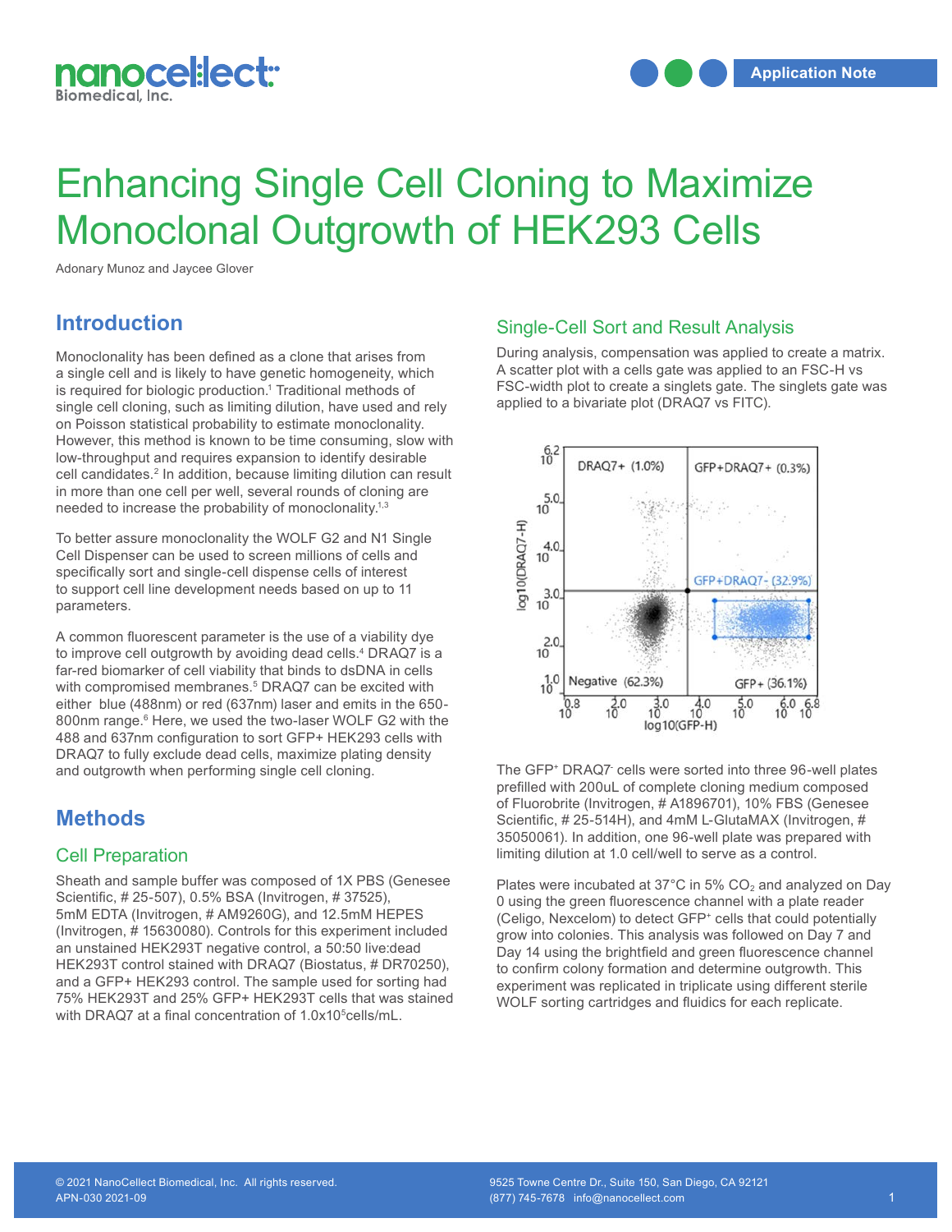# Enhancing Single Cell Cloning to Maximize Monoclonal Outgrowth of HEK293 Cells

Adonary Munoz and Jaycee Glover

## Introduction

Monoclonality has been defined as a clone that arises from a single cell and is likely to have genetic homogeneity, which is required for biologic production.[1] Traditional methods of single cell cloning, such as limiting dilution, have used and rely on Poisson statistical probability to estimate monoclonality. However, this method is known to be time consuming, slow with low-throughput and requires expansion to identify desirable cell candidates.[2] In addition, because limiting dilution can result in more than one cell per well, several rounds of cloning are needed to increase the probability of monoclonality.[1,3]

To better assure monoclonality the WOLF G2 and N1 Single Cell Dispenser can be used to screen millions of cells and specifically sort and single-cell dispense cells of interest to support cell line development needs based on up to 11 parameters.

A common fluorescent parameter is the use of a viability dye to improve cell outgrowth by avoiding dead cells.[4] DRAQ7 is a far-red biomarker of cell viability that binds to dsDNA in cells with compromised membranes.[5] DRAQ7 can be excited with either blue (488nm) or red (637nm) laser and emits in the 650-800nm range.[6] Here, we used the two-laser WOLF G2 with the 488 and 637nm configuration to sort GFP+ HEK293 cells with DRAQ7 to fully exclude dead cells, maximize plating density and outgrowth when performing single cell cloning.

## Methods

### Cell Preparation

Sheath and sample buffer was composed of 1X PBS (Genesee Scientific, # 25-507), 0.5% BSA (Invitrogen, # 37525), 5mM EDTA (Invitrogen, # AM9260G), and 12.5mM HEPES (Invitrogen, # 15630080). Controls for this experiment included an unstained HEK293T negative control, a 50:50 live:dead HEK293T control stained with DRAQ7 (Biostatus, # DR70250), and a GFP+ HEK293 control. The sample used for sorting had 75% HEK293T and 25% GFP+ HEK293T cells that was stained with DRAQ7 at a final concentration of $1.0 \times 10^5$ cells/mL.

### Single-Cell Sort and Result Analysis

During analysis, compensation was applied to create a matrix. A scatter plot with a cells gate was applied to an FSC-H vs FSC-width plot to create a singlets gate. The singlets gate was applied to a bivariate plot (DRAQ7 vs FITC).

The GFP$^+$ DRAQ7$^-$ cells were sorted into three 96-well plates prefilled with 200uL of complete cloning medium composed of Fluorobrite (Invitrogen, # A1896701), 10% FBS (Genesee Scientific, # 25-514H), and 4mM L-GlutaMAX (Invitrogen, # 35050061). In addition, one 96-well plate was prepared with limiting dilution at 1.0 cell/well to serve as a control.

Plates were incubated at 37°C in 5% $CO_2$ and analyzed on Day 0 using the green fluorescence channel with a plate reader (Celigo, Nexcelom) to detect GFP$^+$ cells that could potentially grow into colonies. This analysis was followed on Day 7 and Day 14 using the brightfield and green fluorescence channel to confirm colony formation and determine outgrowth. This experiment was replicated in triplicate using different sterile WOLF sorting cartridges and fluidics for each replicate.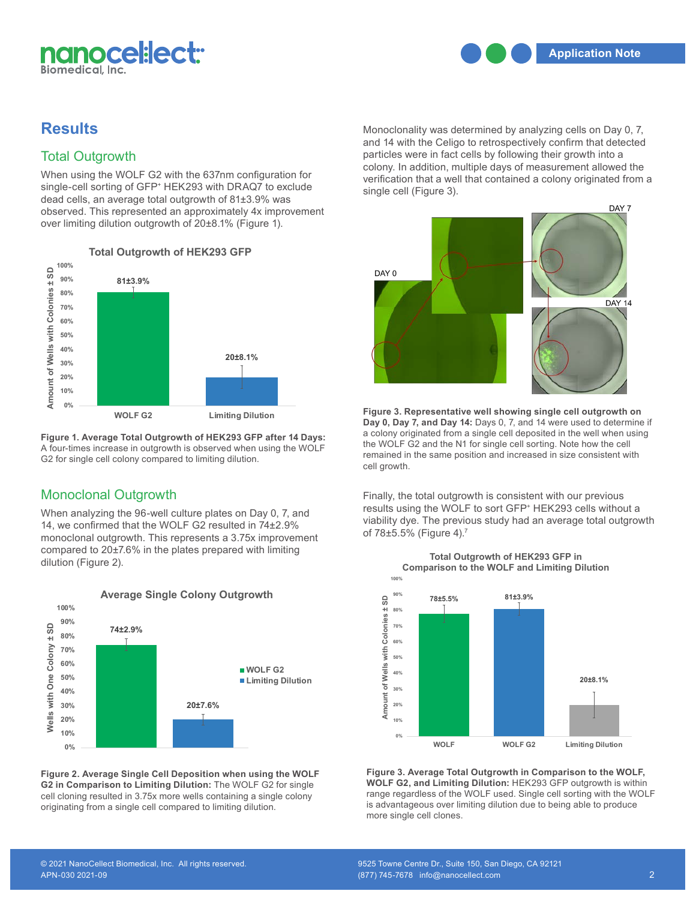# Results

## Total Outgrowth

When using the WOLF G2 with the 637nm configuration for single-cell sorting of GFP+ HEK293 with DRAQ7 to exclude dead cells, an average total outgrowth of 81±3.9% was observed. This represented an approximately 4x improvement over limiting dilution outgrowth of 20±8.1% (Figure 1).

**Figure 1. Average Total Outgrowth of HEK293 GFP after 14 Days:** A four-times increase in outgrowth is observed when using the WOLF G2 for single cell colony compared to limiting dilution.

## Monoclonal Outgrowth

When analyzing the 96-well culture plates on Day 0, 7, and 14, we confirmed that the WOLF G2 resulted in 74±2.9% monoclonal outgrowth. This represents a 3.75x improvement compared to 20±7.6% in the plates prepared with limiting dilution (Figure 2).

**Figure 2. Average Single Cell Deposition when using the WOLF G2 in Comparison to Limiting Dilution:** The WOLF G2 for single cell cloning resulted in 3.75x more wells containing a single colony originating from a single cell compared to limiting dilution.

Monoclonality was determined by analyzing cells on Day 0, 7, and 14 with the Celigo to retrospectively confirm that detected particles were in fact cells by following their growth into a colony. In addition, multiple days of measurement allowed the verification that a well that contained a colony originated from a single cell (Figure 3).

**Figure 3. Representative well showing single cell outgrowth on Day 0, Day 7, and Day 14:** Days 0, 7, and 14 were used to determine if a colony originated from a single cell deposited in the well when using the WOLF G2 and the N1 for single cell sorting. Note how the cell remained in the same position and increased in size consistent with cell growth.

Finally, the total outgrowth is consistent with our previous results using the WOLF to sort GFP+ HEK293 cells without a viability dye. The previous study had an average total outgrowth of 78±5.5% (Figure 4).[7]

**Figure 3. Average Total Outgrowth in Comparison to the WOLF, WOLF G2, and Limiting Dilution:** HEK293 GFP outgrowth is within range regardless of the WOLF used. Single cell sorting with the WOLF is advantageous over limiting dilution due to being able to produce more single cell clones.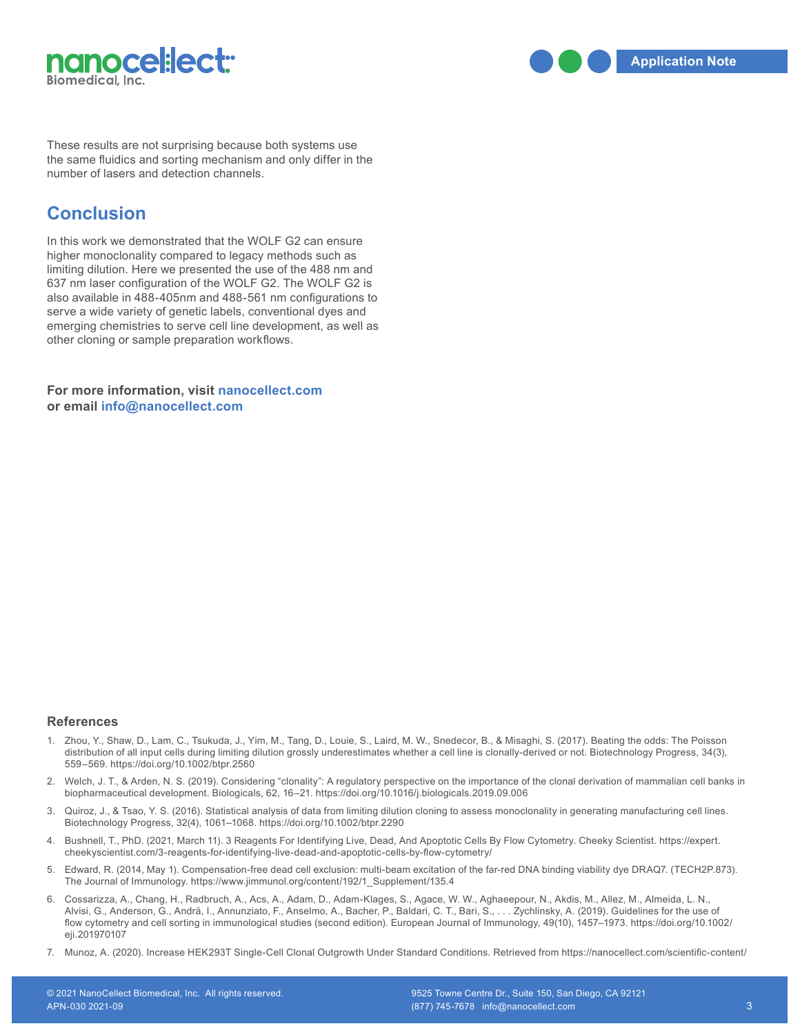These results are not surprising because both systems use the same fluidics and sorting mechanism and only differ in the number of lasers and detection channels.

## Conclusion

In this work we demonstrated that the WOLF G2 can ensure higher monoclonality compared to legacy methods such as limiting dilution. Here we presented the use of the 488 nm and 637 nm laser configuration of the WOLF G2. The WOLF G2 is also available in 488-405nm and 488-561 nm configurations to serve a wide variety of genetic labels, conventional dyes and emerging chemistries to serve cell line development, as well as other cloning or sample preparation workflows.

**For more information, visit nanocellect.com or email info@nanocellect.com**

### References

1. Zhou, Y., Shaw, D., Lam, C., Tsukuda, J., Yim, M., Tang, D., Louie, S., Laird, M. W., Snedecor, B., & Misaghi, S. (2017). Beating the odds: The Poisson distribution of all input cells during limiting dilution grossly underestimates whether a cell line is clonally-derived or not. Biotechnology Progress, 34(3), 559–569. https://doi.org/10.1002/btpr.2560
2. Welch, J. T., & Arden, N. S. (2019). Considering "clonality": A regulatory perspective on the importance of the clonal derivation of mammalian cell banks in biopharmaceutical development. Biologicals, 62, 16–21. https://doi.org/10.1016/j.biologicals.2019.09.006
3. Quiroz, J., & Tsao, Y. S. (2016). Statistical analysis of data from limiting dilution cloning to assess monoclonality in generating manufacturing cell lines. Biotechnology Progress, 32(4), 1061–1068. https://doi.org/10.1002/btpr.2290
4. Bushnell, T., PhD. (2021, March 11). 3 Reagents For Identifying Live, Dead, And Apoptotic Cells By Flow Cytometry. Cheeky Scientist. https://expert.cheekyscientist.com/3-reagents-for-identifying-live-dead-and-apoptotic-cells-by-flow-cytometry/
5. Edward, R. (2014, May 1). Compensation-free dead cell exclusion: multi-beam excitation of the far-red DNA binding viability dye DRAQ7. (TECH2P.873). The Journal of Immunology. https://www.jimmunol.org/content/192/1_Supplement/135.4
6. Cossarizza, A., Chang, H., Radbruch, A., Acs, A., Adam, D., Adam-Klages, S., Agace, W. W., Aghaeepour, N., Akdis, M., Allez, M., Almeida, L. N., Alvisi, G., Anderson, G., Andrä, I., Annunziato, F., Anselmo, A., Bacher, P., Baldari, C. T., Bari, S., . . . Zychlinsky, A. (2019). Guidelines for the use of flow cytometry and cell sorting in immunological studies (second edition). European Journal of Immunology, 49(10), 1457–1973. https://doi.org/10.1002/eji.201970107
7. Munoz, A. (2020). Increase HEK293T Single-Cell Clonal Outgrowth Under Standard Conditions. Retrieved from https://nanocellect.com/scientific-content/